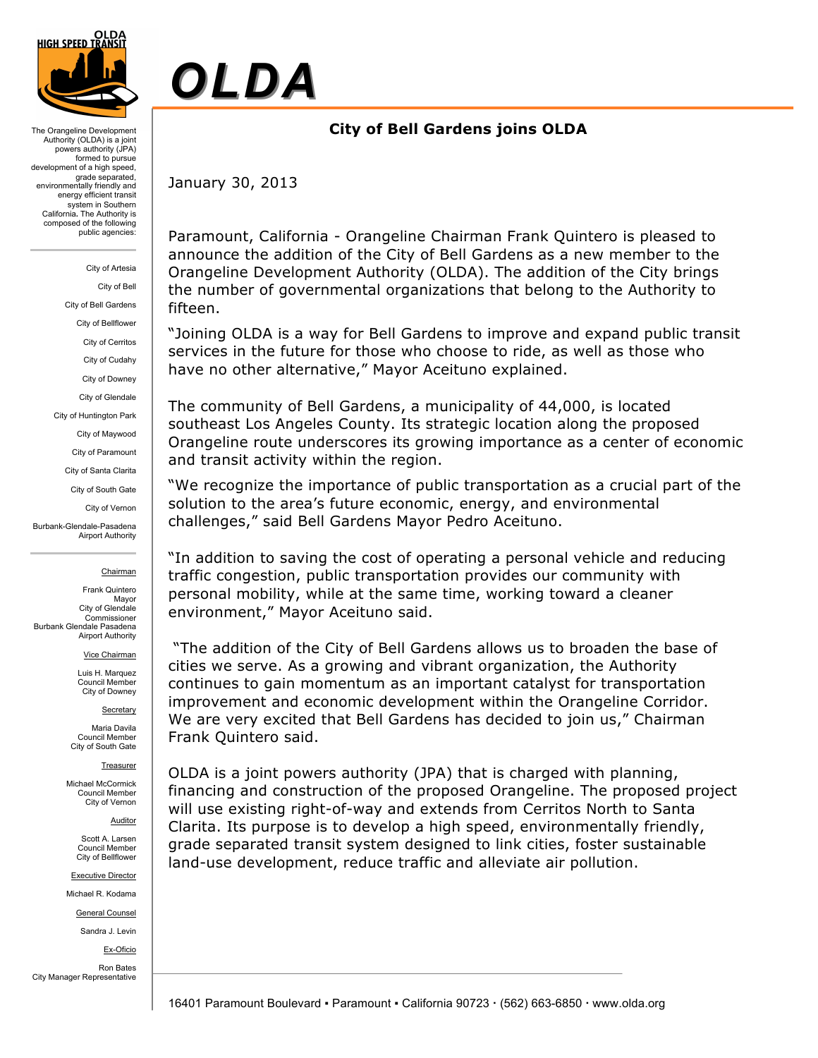# OLDA

## City of Bell Gardens joins OLDA

January 30, 2013

Paramount, California - Orangeline Chairman Frank Quintero is pleased to announce the addition of the City of Bell Gardens as a new member to the Orangeline Development Authority (OLDA). The addition of the City brings the number of governmental organizations that belong to the Authority to fifteen.

"Joining OLDA is a way for Bell Gardens to improve and expand public transit services in the future for those who choose to ride, as well as those who have no other alternative," Mayor Aceituno explained.

The community of Bell Gardens, a municipality of 44,000, is located southeast Los Angeles County. Its strategic location along the proposed Orangeline route underscores its growing importance as a center of economic and transit activity within the region.

"We recognize the importance of public transportation as a crucial part of the solution to the area's future economic, energy, and environmental challenges," said Bell Gardens Mayor Pedro Aceituno.

"In addition to saving the cost of operating a personal vehicle and reducing traffic congestion, public transportation provides our community with personal mobility, while at the same time, working toward a cleaner environment," Mayor Aceituno said.

"The addition of the City of Bell Gardens allows us to broaden the base of cities we serve. As a growing and vibrant organization, the Authority continues to gain momentum as an important catalyst for transportation improvement and economic development within the Orangeline Corridor. We are very excited that Bell Gardens has decided to join us," Chairman Frank Quintero said.

OLDA is a joint powers authority (JPA) that is charged with planning, financing and construction of the proposed Orangeline. The proposed project will use existing right-of-way and extends from Cerritos North to Santa Clarita. Its purpose is to develop a high speed, environmentally friendly, grade separated transit system designed to link cities, foster sustainable land-use development, reduce traffic and alleviate air pollution.

---

The Orangeline Development Authority (OLDA) is a joint powers authority (JPA) formed to pursue development of a high speed, grade separated, environmentally friendly and energy efficient transit system in Southern California. The Authority is composed of the following public agencies:

- City of Artesia
- City of Bell
- City of Bell Gardens
- City of Bellflower
- City of Cerritos
- City of Cudahy
- City of Downey
- City of Glendale
- City of Huntington Park
- City of Maywood
- City of Paramount
- City of Santa Clarita
- City of South Gate
- City of Vernon
- Burbank-Glendale-Pasadena Airport Authority

Chairman
Frank Quintero
Mayor
City of Glendale
Commissioner
Burbank Glendale Pasadena Airport Authority

Vice Chairman
Luis H. Marquez
Council Member
City of Downey

Secretary
Maria Davila
Council Member
City of South Gate

Treasurer
Michael McCormick
Council Member
City of Vernon

Auditor
Scott A. Larsen
Council Member
City of Bellflower

Executive Director
Michael R. Kodama

General Counsel
Sandra J. Levin

Ex-Officio
Ron Bates
City Manager Representative

16401 Paramount Boulevard ▪ Paramount ▪ California 90723 · (562) 663-6850 · www.olda.org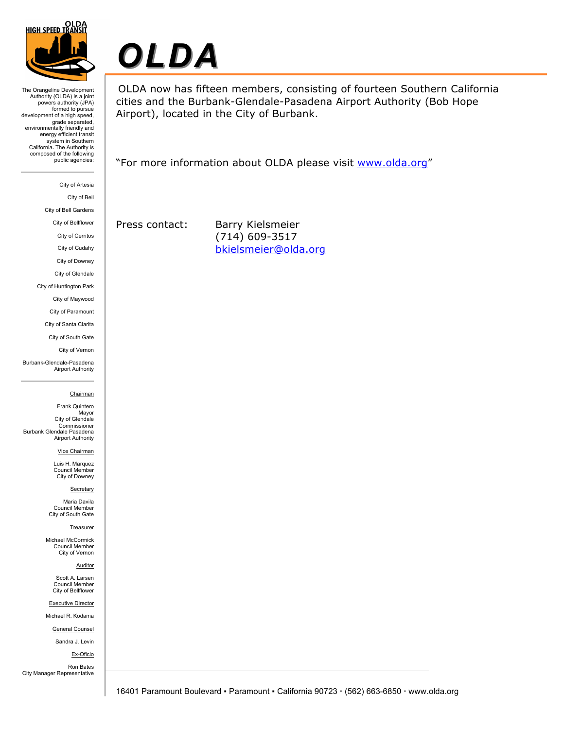OLDA
HIGH SPEED TRANSIT

# OLDA

The Orangeline Development Authority (OLDA) is a joint powers authority (JPA) formed to pursue development of a high speed, grade separated, environmentally friendly and energy efficient transit system in Southern California. The Authority is composed of the following public agencies:

City of Artesia
City of Bell
City of Bell Gardens
City of Bellflower
City of Cerritos
City of Cudahy
City of Downey
City of Glendale
City of Huntington Park
City of Maywood
City of Paramount
City of Santa Clarita
City of South Gate
City of Vernon
Burbank-Glendale-Pasadena Airport Authority

Chairman

Frank Quintero
Mayor
City of Glendale
Commissioner
Burbank Glendale Pasadena Airport Authority

Vice Chairman

Luis H. Marquez
Council Member
City of Downey

Secretary

Maria Davila
Council Member
City of South Gate

Treasurer

Michael McCormick
Council Member
City of Vernon

Auditor

Scott A. Larsen
Council Member
City of Bellflower

Executive Director

Michael R. Kodama

General Counsel

Sandra J. Levin

Ex-Oficio

Ron Bates
City Manager Representative

OLDA now has fifteen members, consisting of fourteen Southern California cities and the Burbank-Glendale-Pasadena Airport Authority (Bob Hope Airport), located in the City of Burbank.

"For more information about OLDA please visit www.olda.org"

Press contact: Barry Kielsmeier
(714) 609-3517
bkielsmeier@olda.org

16401 Paramount Boulevard ▪ Paramount ▪ California 90723 · (562) 663-6850 · www.olda.org